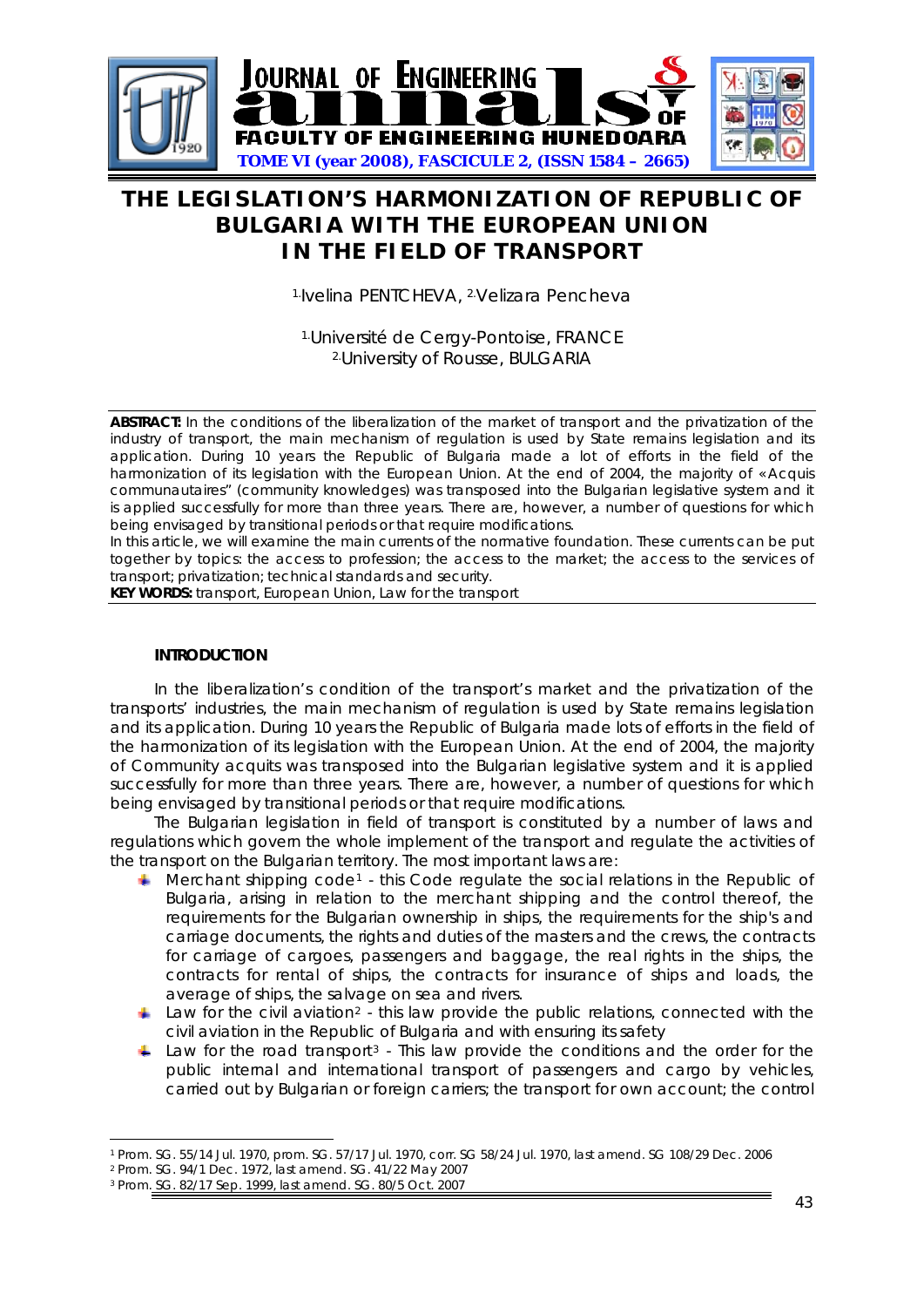# THE LEGISLATION'S HARMONIZATION OF REPUBLIC OF BULGARIA WITH THE EUROPEAN UNION IN THE FIELD OF TRANSPORT

[1.]Ivelina PENTCHEVA, [2.]Velizara Pencheva

[1.]Université de Cergy-Pontoise, FRANCE
[2.]University of Rousse, BULGARIA

**ABSTRACT:** In the conditions of the liberalization of the market of transport and the privatization of the industry of transport, the main mechanism of regulation is used by State remains legislation and its application. During 10 years the Republic of Bulgaria made a lot of efforts in the field of the harmonization of its legislation with the European Union. At the end of 2004, the majority of «Acquis communautaires" (community knowledges) was transposed into the Bulgarian legislative system and it is applied successfully for more than three years. There are, however, a number of questions for which being envisaged by transitional periods or that require modifications.

In this article, we will examine the main currents of the normative foundation. These currents can be put together by topics: the access to profession; the access to the market; the access to the services of transport; privatization; technical standards and security.

**KEY WORDS:** transport, European Union, Law for the transport

## INTRODUCTION

In the liberalization's condition of the transport's market and the privatization of the transports' industries, the main mechanism of regulation is used by State remains legislation and its application. During 10 years the Republic of Bulgaria made lots of efforts in the field of the harmonization of its legislation with the European Union. At the end of 2004, the majority of Community acquits was transposed into the Bulgarian legislative system and it is applied successfully for more than three years. There are, however, a number of questions for which being envisaged by transitional periods or that require modifications.

The Bulgarian legislation in field of transport is constituted by a number of laws and regulations which govern the whole implement of the transport and regulate the activities of the transport on the Bulgarian territory. The most important laws are:

- Merchant shipping code[1] - this Code regulate the social relations in the Republic of Bulgaria, arising in relation to the merchant shipping and the control thereof, the requirements for the Bulgarian ownership in ships, the requirements for the ship's and carriage documents, the rights and duties of the masters and the crews, the contracts for carriage of cargoes, passengers and baggage, the real rights in the ships, the contracts for rental of ships, the contracts for insurance of ships and loads, the average of ships, the salvage on sea and rivers.
- Law for the civil aviation[2] - this law provide the public relations, connected with the civil aviation in the Republic of Bulgaria and with ensuring its safety
- Law for the road transport[3] - This law provide the conditions and the order for the public internal and international transport of passengers and cargo by vehicles, carried out by Bulgarian or foreign carriers; the transport for own account; the control

---

[1] Prom. SG. 55/14 Jul. 1970, prom. SG. 57/17 Jul. 1970, corr. SG 58/24 Jul. 1970, last amend. SG 108/29 Dec. 2006

[2] Prom. SG. 94/1 Dec. 1972, last amend. SG. 41/22 May 2007

[3] Prom. SG. 82/17 Sep. 1999, last amend. SG. 80/5 Oct. 2007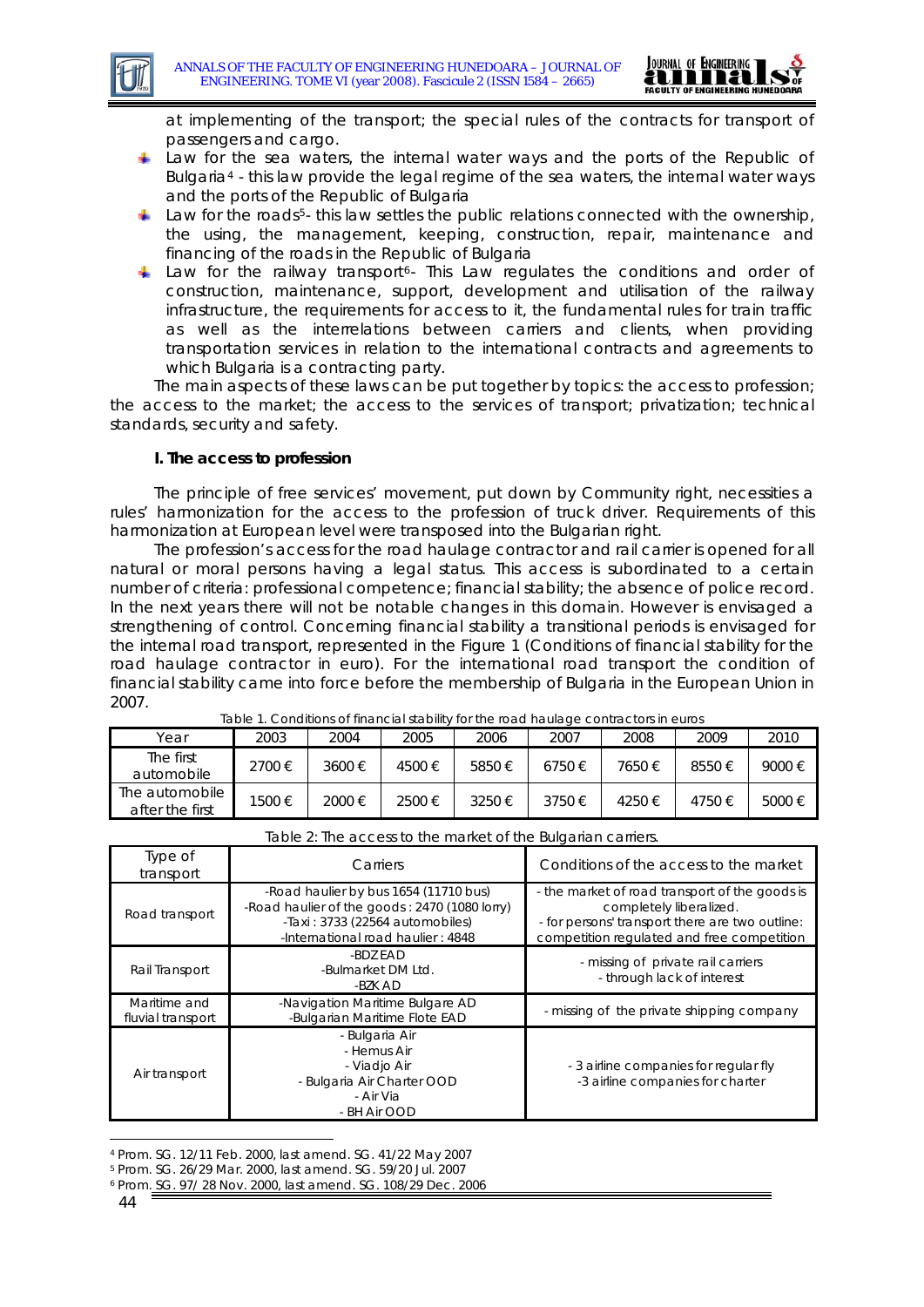at implementing of the transport; the special rules of the contracts for transport of passengers and cargo.

- Law for the sea waters, the internal water ways and the ports of the Republic of Bulgaria[4] - this law provide the legal regime of the sea waters, the internal water ways and the ports of the Republic of Bulgaria
- Law for the roads[5]- this law settles the public relations connected with the ownership, the using, the management, keeping, construction, repair, maintenance and financing of the roads in the Republic of Bulgaria
- Law for the railway transport[6]- This Law regulates the conditions and order of construction, maintenance, support, development and utilisation of the railway infrastructure, the requirements for access to it, the fundamental rules for train traffic as well as the interrelations between carriers and clients, when providing transportation services in relation to the international contracts and agreements to which Bulgaria is a contracting party.

The main aspects of these laws can be put together by topics: the access to profession; the access to the market; the access to the services of transport; privatization; technical standards, security and safety.

### I. The access to profession

The principle of free services' movement, put down by Community right, necessities a rules' harmonization for the access to the profession of truck driver. Requirements of this harmonization at European level were transposed into the Bulgarian right.

The profession's access for the road haulage contractor and rail carrier is opened for all natural or moral persons having a legal status. This access is subordinated to a certain number of criteria: professional competence; financial stability; the absence of police record. In the next years there will not be notable changes in this domain. However is envisaged a strengthening of control. Concerning financial stability a transitional periods is envisaged for the internal road transport, represented in the Figure 1 (Conditions of financial stability for the road haulage contractor in euro). For the international road transport the condition of financial stability came into force before the membership of Bulgaria in the European Union in 2007.

Table 1. Conditions of financial stability for the road haulage contractors in euros

| Year | 2003 | 2004 | 2005 | 2006 | 2007 | 2008 | 2009 | 2010 |
|---|---|---|---|---|---|---|---|---|
| The first automobile | 2700 € | 3600 € | 4500 € | 5850 € | 6750 € | 7650 € | 8550 € | 9000 € |
| The automobile after the first | 1500 € | 2000 € | 2500 € | 3250 € | 3750 € | 4250 € | 4750 € | 5000 € |

Table 2: The access to the market of the Bulgarian carriers.

| Type of transport | Carriers | Conditions of the access to the market |
|---|---|---|
| Road transport | -Road haulier by bus 1654 (11710 bus)<br>-Road haulier of the goods : 2470 (1080 lorry)<br>-Taxi : 3733 (22564 automobiles)<br>-International road haulier : 4848 | - the market of road transport of the goods is completely liberalized.<br>- for persons' transport there are two outline: competition regulated and free competition |
| Rail Transport | -BDZ EAD<br>-Bulmarket DM Ltd.<br>-BZK AD | - missing of private rail carriers<br>- through lack of interest |
| Maritime and fluvial transport | -Navigation Maritime Bulgare AD<br>-Bulgarian Maritime Flote EAD | - missing of the private shipping company |
| Air transport | - Bulgaria Air<br>- Hemus Air<br>- Viadjo Air<br>- Bulgaria Air Charter OOD<br>- Air Via<br>- BH Air OOD | - 3 airline companies for regular fly<br>-3 airline companies for charter |

---

[4] Prom. SG. 12/11 Feb. 2000, last amend. SG. 41/22 May 2007

[5] Prom. SG. 26/29 Mar. 2000, last amend. SG. 59/20 Jul. 2007

[6] Prom. SG. 97/ 28 Nov. 2000, last amend. SG. 108/29 Dec. 2006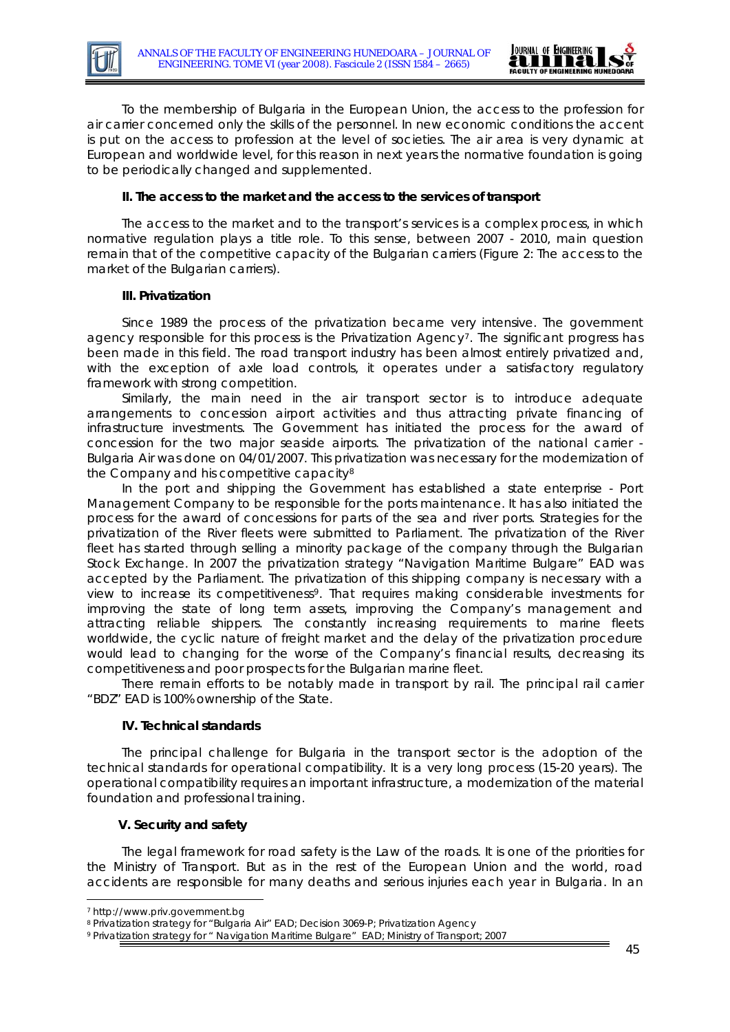To the membership of Bulgaria in the European Union, the access to the profession for air carrier concerned only the skills of the personnel. In new economic conditions the accent is put on the access to profession at the level of societies. The air area is very dynamic at European and worldwide level, for this reason in next years the normative foundation is going to be periodically changed and supplemented.

#### II. The access to the market and the access to the services of transport

The access to the market and to the transport's services is a complex process, in which normative regulation plays a title role. To this sense, between 2007 - 2010, main question remain that of the competitive capacity of the Bulgarian carriers (Figure 2: The access to the market of the Bulgarian carriers).

#### III. Privatization

Since 1989 the process of the privatization became very intensive. The government agency responsible for this process is the Privatization Agency[7]. The significant progress has been made in this field. The road transport industry has been almost entirely privatized and, with the exception of axle load controls, it operates under a satisfactory regulatory framework with strong competition.

Similarly, the main need in the air transport sector is to introduce adequate arrangements to concession airport activities and thus attracting private financing of infrastructure investments. The Government has initiated the process for the award of concession for the two major seaside airports. The privatization of the national carrier - Bulgaria Air was done on 04/01/2007. This privatization was necessary for the modernization of the Company and his competitive capacity[8]

In the port and shipping the Government has established a state enterprise - Port Management Company to be responsible for the ports maintenance. It has also initiated the process for the award of concessions for parts of the sea and river ports. Strategies for the privatization of the River fleets were submitted to Parliament. The privatization of the River fleet has started through selling a minority package of the company through the Bulgarian Stock Exchange. In 2007 the privatization strategy "Navigation Maritime Bulgare" EAD was accepted by the Parliament. The privatization of this shipping company is necessary with a view to increase its competitiveness[9]. That requires making considerable investments for improving the state of long term assets, improving the Company's management and attracting reliable shippers. The constantly increasing requirements to marine fleets worldwide, the cyclic nature of freight market and the delay of the privatization procedure would lead to changing for the worse of the Company's financial results, decreasing its competitiveness and poor prospects for the Bulgarian marine fleet.

There remain efforts to be notably made in transport by rail. The principal rail carrier "BDZ" EAD is 100% ownership of the State.

#### IV. Technical standards

The principal challenge for Bulgaria in the transport sector is the adoption of the technical standards for operational compatibility. It is a very long process (15-20 years). The operational compatibility requires an important infrastructure, a modernization of the material foundation and professional training.

#### V. Security and safety

The legal framework for road safety is the Law of the roads. It is one of the priorities for the Ministry of Transport. But as in the rest of the European Union and the world, road accidents are responsible for many deaths and serious injuries each year in Bulgaria. In an

---

[7] http://www.priv.government.bg

[8] Privatization strategy for "Bulgaria Air" EAD; Decision 3069-P; Privatization Agency

[9] Privatization strategy for " Navigation Maritime Bulgare" EAD; Ministry of Transport; 2007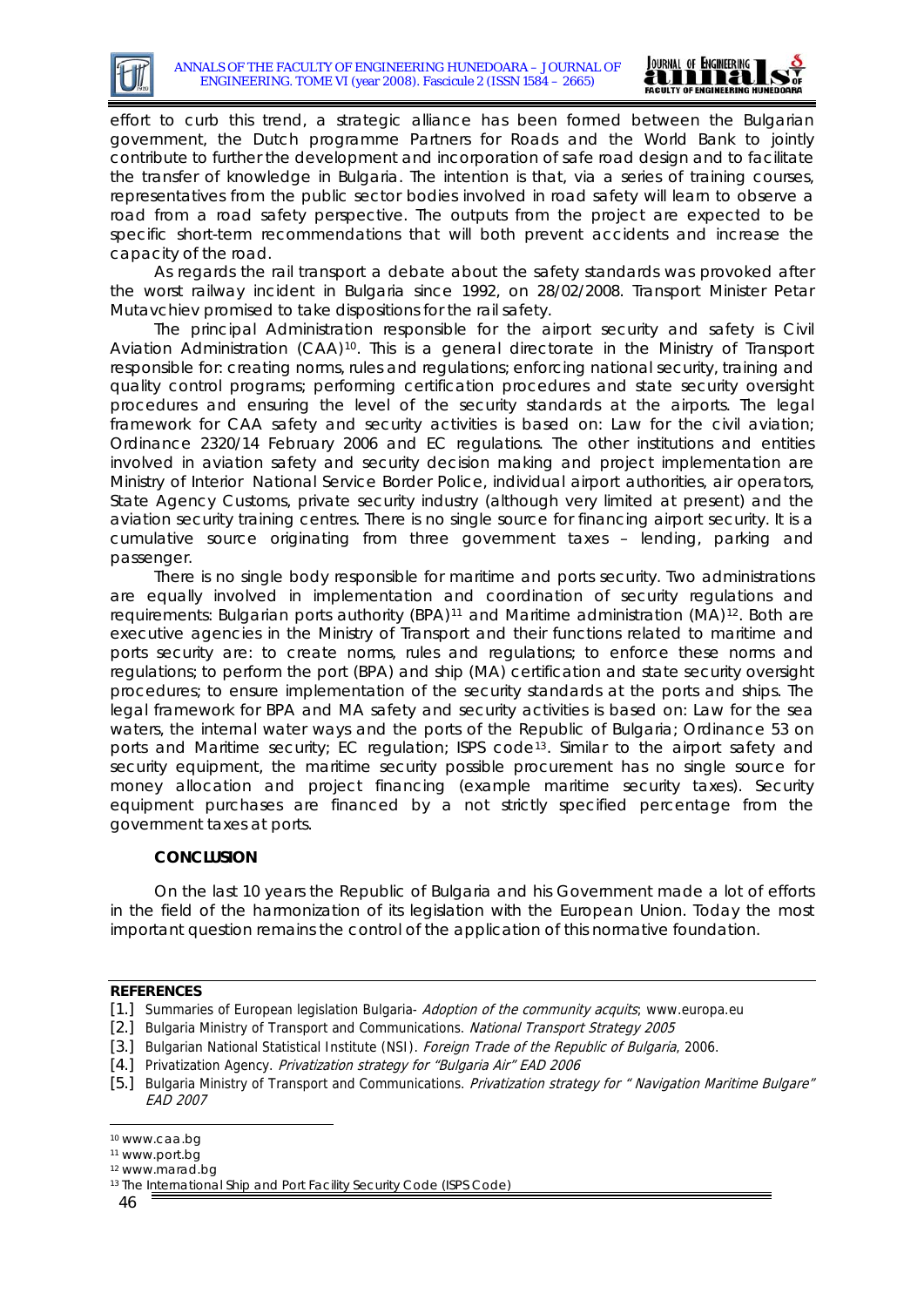effort to curb this trend, a strategic alliance has been formed between the Bulgarian government, the Dutch programme Partners for Roads and the World Bank to jointly contribute to further the development and incorporation of safe road design and to facilitate the transfer of knowledge in Bulgaria. The intention is that, via a series of training courses, representatives from the public sector bodies involved in road safety will learn to observe a road from a road safety perspective. The outputs from the project are expected to be specific short-term recommendations that will both prevent accidents and increase the capacity of the road.

As regards the rail transport a debate about the safety standards was provoked after the worst railway incident in Bulgaria since 1992, on 28/02/2008. Transport Minister Petar Mutavchiev promised to take dispositions for the rail safety.

The principal Administration responsible for the airport security and safety is Civil Aviation Administration (CAA)[10]. This is a general directorate in the Ministry of Transport responsible for: creating norms, rules and regulations; enforcing national security, training and quality control programs; performing certification procedures and state security oversight procedures and ensuring the level of the security standards at the airports. The legal framework for CAA safety and security activities is based on: Law for the civil aviation; Ordinance 2320/14 February 2006 and EC regulations. The other institutions and entities involved in aviation safety and security decision making and project implementation are Ministry of Interior National Service Border Police, individual airport authorities, air operators, State Agency Customs, private security industry (although very limited at present) and the aviation security training centres. There is no single source for financing airport security. It is a cumulative source originating from three government taxes – lending, parking and passenger.

There is no single body responsible for maritime and ports security. Two administrations are equally involved in implementation and coordination of security regulations and requirements: Bulgarian ports authority (BPA)[11] and Maritime administration (MA)[12]. Both are executive agencies in the Ministry of Transport and their functions related to maritime and ports security are: to create norms, rules and regulations; to enforce these norms and regulations; to perform the port (BPA) and ship (MA) certification and state security oversight procedures; to ensure implementation of the security standards at the ports and ships. The legal framework for BPA and MA safety and security activities is based on: Law for the sea waters, the internal water ways and the ports of the Republic of Bulgaria; Ordinance 53 on ports and Maritime security; EC regulation; ISPS code[13]. Similar to the airport safety and security equipment, the maritime security possible procurement has no single source for money allocation and project financing (example maritime security taxes). Security equipment purchases are financed by a not strictly specified percentage from the government taxes at ports.

## CONCLUSION

On the last 10 years the Republic of Bulgaria and his Government made a lot of efforts in the field of the harmonization of its legislation with the European Union. Today the most important question remains the control of the application of this normative foundation.

## REFERENCES

[1.] Summaries of European legislation Bulgaria- *Adoption of the community acquits*; www.europa.eu

[2.] Bulgaria Ministry of Transport and Communications. *National Transport Strategy 2005*

[3.] Bulgarian National Statistical Institute (NSI). *Foreign Trade of the Republic of Bulgaria*, 2006.

[4.] Privatization Agency. *Privatization strategy for "Bulgaria Air" EAD 2006*

[5.] Bulgaria Ministry of Transport and Communications. *Privatization strategy for " Navigation Maritime Bulgare" EAD 2007*

---

[10] www.caa.bg

[11] www.port.bg

[12] www.marad.bg

[13] The International Ship and Port Facility Security Code (ISPS Code)